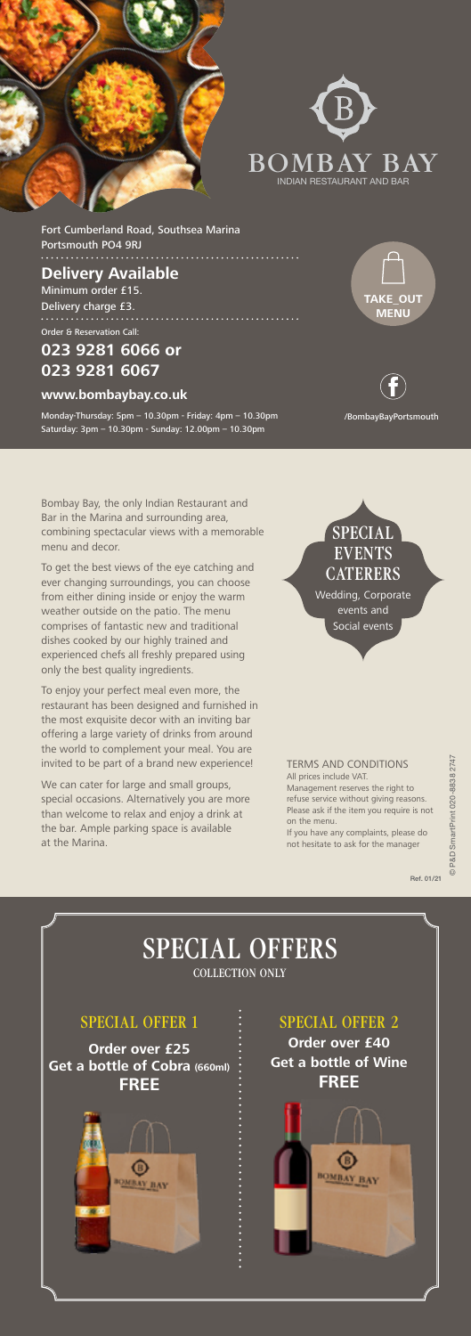# BOMBAY BAY

INDIAN RESTAURANT AND BAR

Fort Cumberland Road, Southsea Marina
Portsmouth PO4 9RJ

## Delivery Available

Minimum order £15.
Delivery charge £3.

Order & Reservation Call:

### 023 9281 6066 or 023 9281 6067

**www.bombaybay.co.uk**

Monday-Thursday: 5pm – 10.30pm - Friday: 4pm – 10.30pm
Saturday: 3pm – 10.30pm - Sunday: 12.00pm – 10.30pm

**TAKE_OUT MENU**

/BombayBayPortsmouth

Bombay Bay, the only Indian Restaurant and Bar in the Marina and surrounding area, combining spectacular views with a memorable menu and decor.

To get the best views of the eye catching and ever changing surroundings, you can choose from either dining inside or enjoy the warm weather outside on the patio. The menu comprises of fantastic new and traditional dishes cooked by our highly trained and experienced chefs all freshly prepared using only the best quality ingredients.

To enjoy your perfect meal even more, the restaurant has been designed and furnished in the most exquisite decor with an inviting bar offering a large variety of drinks from around the world to complement your meal. You are invited to be part of a brand new experience!

We can cater for large and small groups, special occasions. Alternatively you are more than welcome to relax and enjoy a drink at the bar. Ample parking space is available at the Marina.

## SPECIAL EVENTS CATERERS

Wedding, Corporate events and Social events

TERMS AND CONDITIONS
All prices include VAT.
Management reserves the right to refuse service without giving reasons.
Please ask if the item you require is not on the menu.
If you have any complaints, please do not hesitate to ask for the manager

Ref. 01/21

© P&D SmartPrint 020-8838 2747

# SPECIAL OFFERS

COLLECTION ONLY

## SPECIAL OFFER 1

**Order over £25**
**Get a bottle of Cobra (660ml) FREE**

## SPECIAL OFFER 2

**Order over £40**
**Get a bottle of Wine FREE**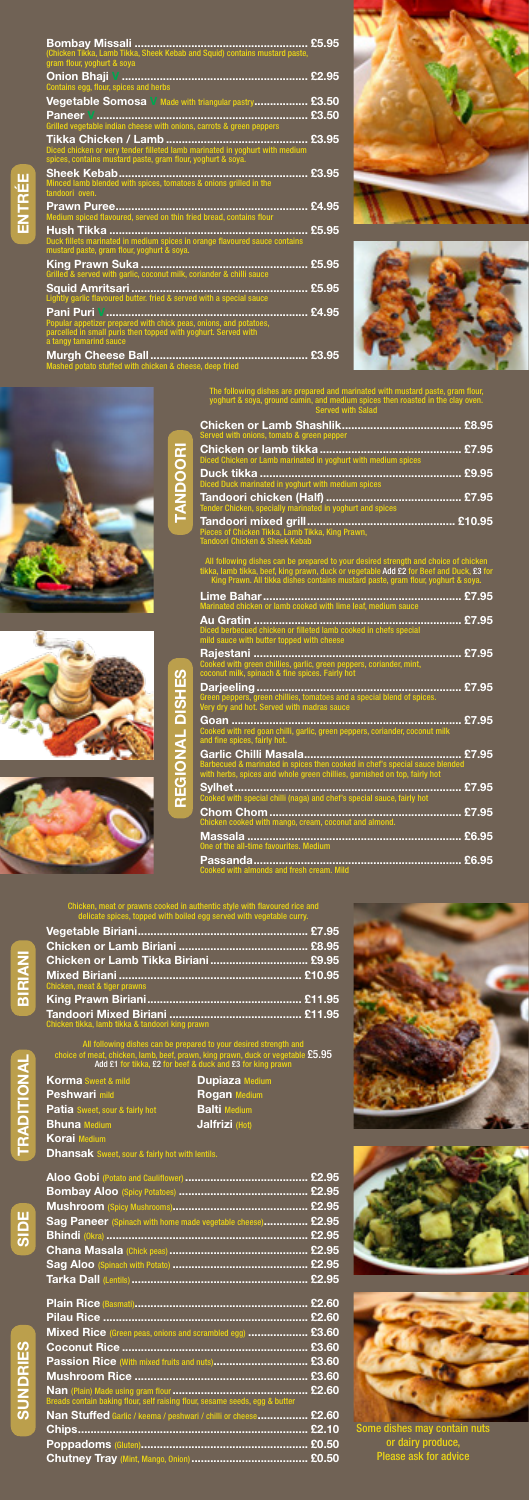# ENTRÉE

**Bombay Missali** ........ £5.95
(Chicken Tikka, Lamb Tikka, Sheek Kebab and Squid) contains mustard paste, gram flour, yoghurt & soya

**Onion Bhaji** V ........ £2.95
Contains egg, flour, spices and herbs

**Vegetable Somosa** V Made with triangular pastry........ £3.50

**Paneer** V ........ £3.50
Grilled vegetable indian cheese with onions, carrots & green peppers

**Tikka Chicken / Lamb** ........ £3.95
Diced chicken or very tender filleted lamb marinated in yoghurt with medium spices, contains mustard paste, gram flour, yoghurt & soya.

**Sheek Kebab** ........ £3.95
Minced lamb blended with spices, tomatoes & onions grilled in the tandoori oven.

**Prawn Puree** ........ £4.95
Medium spiced flavoured, served on thin fried bread, contains flour

**Hush Tikka** ........ £5.95
Duck fillets marinated in medium spices in orange flavoured sauce contains mustard paste, gram flour, yoghurt & soya.

**King Prawn Suka** ........ £5.95
Grilled & served with garlic, coconut milk, coriander & chilli sauce

**Squid Amritsari** ........ £5.95
Lightly garlic flavoured butter, fried & served with a special sauce

**Pani Puri** V ........ £4.95
Popular appetizer prepared with chick peas, onions, and potatoes, parcelled in small puris then topped with yoghurt. Served with a tangy tamarind sauce

**Murgh Cheese Ball** ........ £3.95
Mashed potato stuffed with chicken & cheese, deep fried

# TANDOORI

The following dishes are prepared and marinated with mustard paste, gram flour, yoghurt & soya, ground cumin, and medium spices then roasted in the clay oven. Served with Salad

**Chicken or Lamb Shashlik** ........ £8.95
Served with onions, tomato & green pepper

**Chicken or lamb tikka** ........ £7.95
Diced Chicken or Lamb marinated in yoghurt with medium spices

**Duck tikka** ........ £9.95
Diced Duck marinated in yoghurt with medium spices

**Tandoori chicken (Half)** ........ £7.95
Tender Chicken, specially marinated in yoghurt and spices

**Tandoori mixed grill** ........ £10.95
Pieces of Chicken Tikka, Lamb Tikka, King Prawn, Tandoori Chicken & Sheek Kebab

# REGIONAL DISHES

All following dishes can be prepared to your desired strength and choice of chicken tikka, lamb tikka, beef, king prawn, duck or vegetable **Add £2** for Beef and Duck, **£3** for King Prawn. All tikka dishes contains mustard paste, gram flour, yoghurt & soya.

**Lime Bahar** ........ £7.95
Marinated chicken or lamb cooked with lime leaf, medium sauce

**Au Gratin** ........ £7.95
Diced berbecued chicken or filleted lamb cooked in chefs special mild sauce with butter topped with cheese

**Rajestani** ........ £7.95
Cooked with green chillies, garlic, green peppers, coriander, mint, coconut milk, spinach & fine spices. Fairly hot

**Darjeeling** ........ £7.95
Green peppers, green chillies, tomatoes and a special blend of spices. Very dry and hot. Served with madras sauce

**Goan** ........ £7.95
Cooked with red goan chilli, garlic, green peppers, coriander, coconut milk and fine spices. fairly hot.

**Garlic Chilli Masala** ........ £7.95
Barbecued & marinated in spices then cooked in chef's special sauce blended with herbs, spices and whole green chillies, garnished on top, fairly hot

**Sylhet** ........ £7.95
Cooked with special chilli (naga) and chef's special sauce, fairly hot

**Chom Chom** ........ £7.95
Chicken cooked with mango, cream, coconut and almond.

**Massala** ........ £6.95
One of the all-time favourites. Medium

**Passanda** ........ £6.95
Cooked with almonds and fresh cream. Mild

# BIRIANI

Chicken, meat or prawns cooked in authentic style with flavoured rice and delicate spices, topped with boiled egg served with vegetable curry.

**Vegetable Biriani** ........ £7.95

**Chicken or Lamb Biriani** ........ £8.95

**Chicken or Lamb Tikka Biriani** ........ £9.95

**Mixed Biriani** ........ £10.95
Chicken, meat & tiger prawns

**King Prawn Biriani** ........ £11.95

**Tandoori Mixed Biriani** ........ £11.95
Chicken tikka, lamb tikka & tandoori king prawn

# TRADITIONAL

All following dishes can be prepared to your desired strength and choice of meat, chicken, lamb, beef, prawn, king prawn, duck or vegetable **£5.95**
**Add £1** for tikka, **£2** for beef & duck and **£3** for king prawn

- **Korma** Sweet & mild
- **Peshwari** mild
- **Patia** Sweet, sour & fairly hot
- **Bhuna** Medium
- **Korai** Medium
- **Dhansak** Sweet, sour & fairly hot with lentils.
- **Dupiaza** Medium
- **Rogan** Medium
- **Balti** Medium
- **Jalfrizi** (Hot)

# SIDE

**Aloo Gobi** (Potato and Cauliflower) ........ £2.95

**Bombay Aloo** (Spicy Potatoes) ........ £2.95

**Mushroom** (Spicy Mushrooms) ........ £2.95

**Sag Paneer** (Spinach with home made vegetable cheese) ........ £2.95

**Bhindi** (Okra) ........ £2.95

**Chana Masala** (Chick peas) ........ £2.95

**Sag Aloo** (Spinach with Potato) ........ £2.95

**Tarka Dall** (Lentils) ........ £2.95

# SUNDRIES

**Plain Rice** (Basmati) ........ £2.60

**Pilau Rice** ........ £2.60

**Mixed Rice** (Green peas, onions and scrambled egg) ........ £3.60

**Coconut Rice** ........ £3.60

**Passion Rice** (With mixed fruits and nuts) ........ £3.60

**Mushroom Rice** ........ £3.60

**Nan** (Plain) Made using gram flour ........ £2.60
Breads contain baking flour, self raising flour, sesame seeds, egg & butter

**Nan Stuffed** Garlic / keema / peshwari / chilli or cheese ........ £2.60

**Chips** ........ £2.10

**Poppadoms** (Gluten) ........ £0.50

**Chutney Tray** (Mint, Mango, Onion) ........ £0.50

Some dishes may contain nuts or dairy produce, Please ask for advice